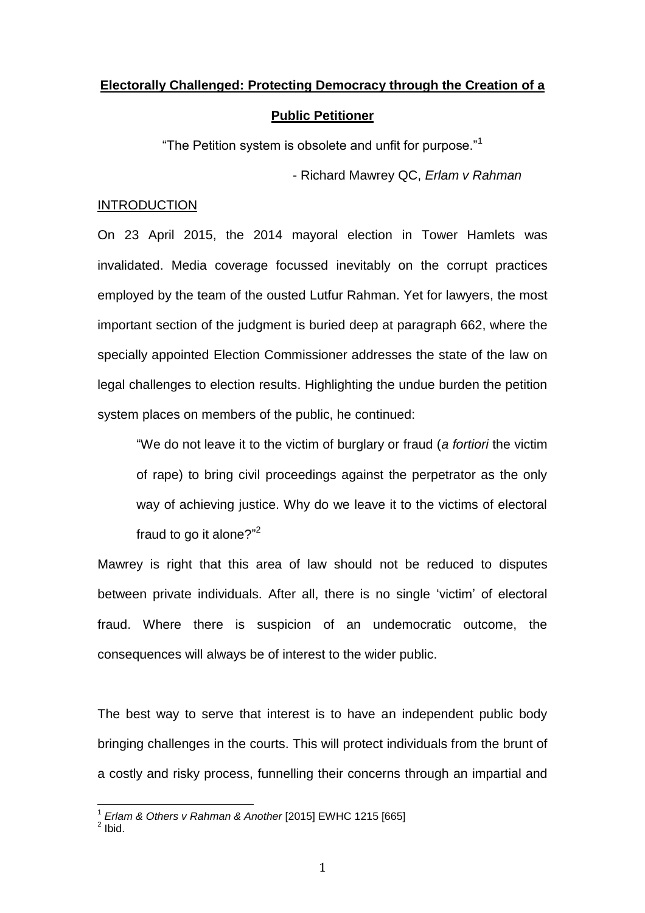# Electorally Challenged: Protecting Democracy through the Creation of a Public Petitioner

"The Petition system is obsolete and unfit for purpose."[1]

- Richard Mawrey QC, *Erlam v Rahman*

## INTRODUCTION

On 23 April 2015, the 2014 mayoral election in Tower Hamlets was invalidated. Media coverage focussed inevitably on the corrupt practices employed by the team of the ousted Lutfur Rahman. Yet for lawyers, the most important section of the judgment is buried deep at paragraph 662, where the specially appointed Election Commissioner addresses the state of the law on legal challenges to election results. Highlighting the undue burden the petition system places on members of the public, he continued:

> "We do not leave it to the victim of burglary or fraud (*a fortiori* the victim of rape) to bring civil proceedings against the perpetrator as the only way of achieving justice. Why do we leave it to the victims of electoral fraud to go it alone?"[2]

Mawrey is right that this area of law should not be reduced to disputes between private individuals. After all, there is no single 'victim' of electoral fraud. Where there is suspicion of an undemocratic outcome, the consequences will always be of interest to the wider public.

The best way to serve that interest is to have an independent public body bringing challenges in the courts. This will protect individuals from the brunt of a costly and risky process, funnelling their concerns through an impartial and

---

[1] *Erlam & Others v Rahman & Another* [2015] EWHC 1215 [665]

[2] Ibid.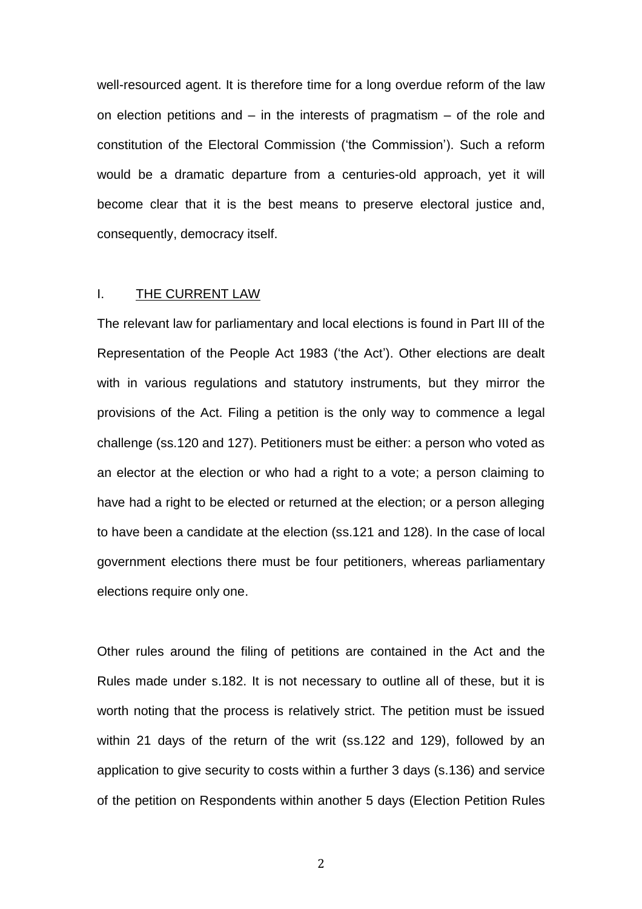well-resourced agent. It is therefore time for a long overdue reform of the law on election petitions and – in the interests of pragmatism – of the role and constitution of the Electoral Commission ('the Commission'). Such a reform would be a dramatic departure from a centuries-old approach, yet it will become clear that it is the best means to preserve electoral justice and, consequently, democracy itself.

## I. THE CURRENT LAW

The relevant law for parliamentary and local elections is found in Part III of the Representation of the People Act 1983 ('the Act'). Other elections are dealt with in various regulations and statutory instruments, but they mirror the provisions of the Act. Filing a petition is the only way to commence a legal challenge (ss.120 and 127). Petitioners must be either: a person who voted as an elector at the election or who had a right to a vote; a person claiming to have had a right to be elected or returned at the election; or a person alleging to have been a candidate at the election (ss.121 and 128). In the case of local government elections there must be four petitioners, whereas parliamentary elections require only one.

Other rules around the filing of petitions are contained in the Act and the Rules made under s.182. It is not necessary to outline all of these, but it is worth noting that the process is relatively strict. The petition must be issued within 21 days of the return of the writ (ss.122 and 129), followed by an application to give security to costs within a further 3 days (s.136) and service of the petition on Respondents within another 5 days (Election Petition Rules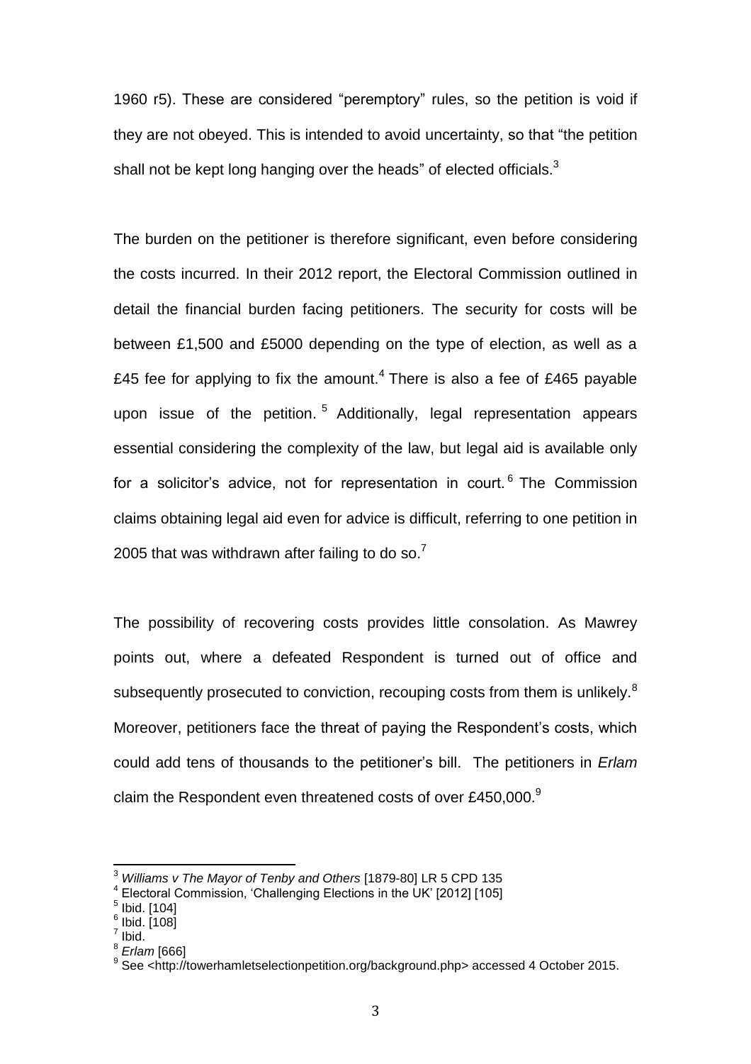1960 r5). These are considered "peremptory" rules, so the petition is void if they are not obeyed. This is intended to avoid uncertainty, so that "the petition shall not be kept long hanging over the heads" of elected officials.[3]

The burden on the petitioner is therefore significant, even before considering the costs incurred. In their 2012 report, the Electoral Commission outlined in detail the financial burden facing petitioners. The security for costs will be between £1,500 and £5000 depending on the type of election, as well as a £45 fee for applying to fix the amount.[4] There is also a fee of £465 payable upon issue of the petition.[5] Additionally, legal representation appears essential considering the complexity of the law, but legal aid is available only for a solicitor's advice, not for representation in court.[6] The Commission claims obtaining legal aid even for advice is difficult, referring to one petition in 2005 that was withdrawn after failing to do so.[7]

The possibility of recovering costs provides little consolation. As Mawrey points out, where a defeated Respondent is turned out of office and subsequently prosecuted to conviction, recouping costs from them is unlikely.[8] Moreover, petitioners face the threat of paying the Respondent's costs, which could add tens of thousands to the petitioner's bill. The petitioners in *Erlam* claim the Respondent even threatened costs of over £450,000.[9]

---

[3] *Williams v The Mayor of Tenby and Others* [1879-80] LR 5 CPD 135

[4] Electoral Commission, 'Challenging Elections in the UK' [2012] [105]

[5] Ibid. [104]

[6] Ibid. [108]

[7] Ibid.

[8] *Erlam* [666]

[9] See <http://towerhamletselectionpetition.org/background.php> accessed 4 October 2015.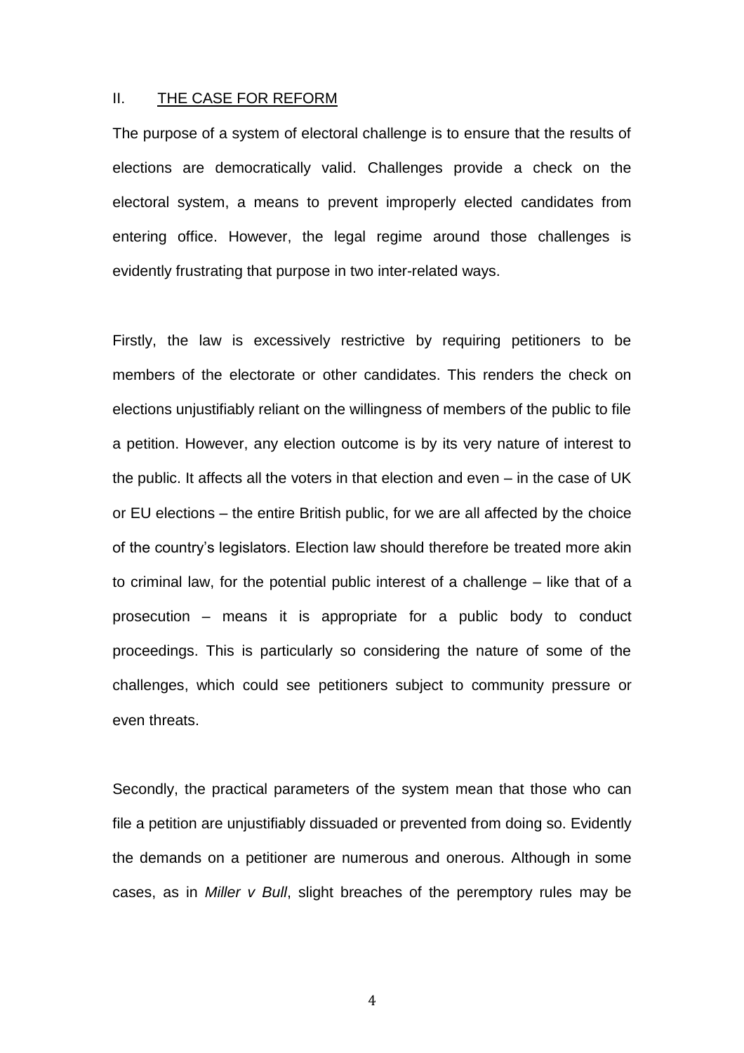## II. THE CASE FOR REFORM

The purpose of a system of electoral challenge is to ensure that the results of elections are democratically valid. Challenges provide a check on the electoral system, a means to prevent improperly elected candidates from entering office. However, the legal regime around those challenges is evidently frustrating that purpose in two inter-related ways.

Firstly, the law is excessively restrictive by requiring petitioners to be members of the electorate or other candidates. This renders the check on elections unjustifiably reliant on the willingness of members of the public to file a petition. However, any election outcome is by its very nature of interest to the public. It affects all the voters in that election and even – in the case of UK or EU elections – the entire British public, for we are all affected by the choice of the country's legislators. Election law should therefore be treated more akin to criminal law, for the potential public interest of a challenge – like that of a prosecution – means it is appropriate for a public body to conduct proceedings. This is particularly so considering the nature of some of the challenges, which could see petitioners subject to community pressure or even threats.

Secondly, the practical parameters of the system mean that those who can file a petition are unjustifiably dissuaded or prevented from doing so. Evidently the demands on a petitioner are numerous and onerous. Although in some cases, as in *Miller v Bull*, slight breaches of the peremptory rules may be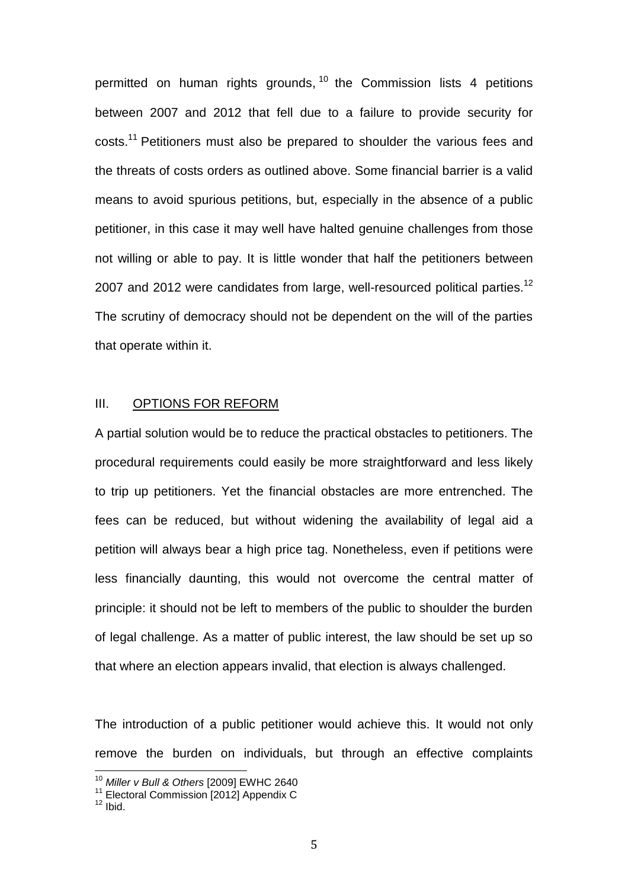permitted on human rights grounds,[10] the Commission lists 4 petitions between 2007 and 2012 that fell due to a failure to provide security for costs.[11] Petitioners must also be prepared to shoulder the various fees and the threats of costs orders as outlined above. Some financial barrier is a valid means to avoid spurious petitions, but, especially in the absence of a public petitioner, in this case it may well have halted genuine challenges from those not willing or able to pay. It is little wonder that half the petitioners between 2007 and 2012 were candidates from large, well-resourced political parties.[12] The scrutiny of democracy should not be dependent on the will of the parties that operate within it.

## III. OPTIONS FOR REFORM

A partial solution would be to reduce the practical obstacles to petitioners. The procedural requirements could easily be more straightforward and less likely to trip up petitioners. Yet the financial obstacles are more entrenched. The fees can be reduced, but without widening the availability of legal aid a petition will always bear a high price tag. Nonetheless, even if petitions were less financially daunting, this would not overcome the central matter of principle: it should not be left to members of the public to shoulder the burden of legal challenge. As a matter of public interest, the law should be set up so that where an election appears invalid, that election is always challenged.

The introduction of a public petitioner would achieve this. It would not only remove the burden on individuals, but through an effective complaints

---

[10] *Miller v Bull & Others* [2009] EWHC 2640

[11] Electoral Commission [2012] Appendix C

[12] Ibid.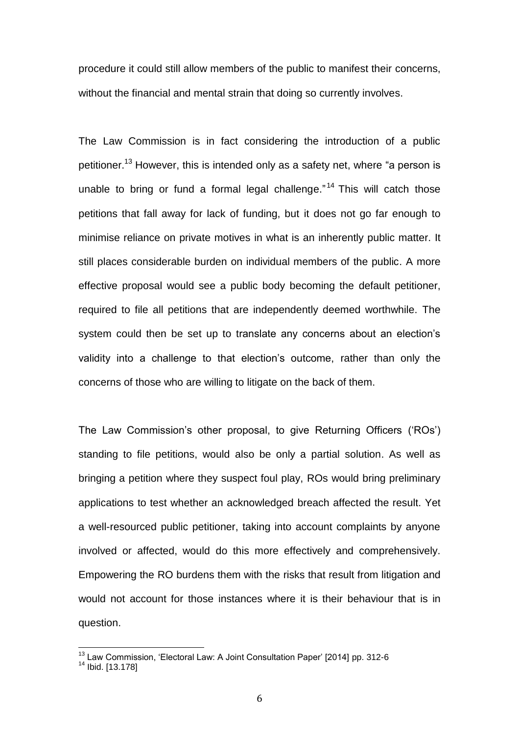procedure it could still allow members of the public to manifest their concerns, without the financial and mental strain that doing so currently involves.

The Law Commission is in fact considering the introduction of a public petitioner.[13] However, this is intended only as a safety net, where "a person is unable to bring or fund a formal legal challenge."[14] This will catch those petitions that fall away for lack of funding, but it does not go far enough to minimise reliance on private motives in what is an inherently public matter. It still places considerable burden on individual members of the public. A more effective proposal would see a public body becoming the default petitioner, required to file all petitions that are independently deemed worthwhile. The system could then be set up to translate any concerns about an election's validity into a challenge to that election's outcome, rather than only the concerns of those who are willing to litigate on the back of them.

The Law Commission's other proposal, to give Returning Officers ('ROs') standing to file petitions, would also be only a partial solution. As well as bringing a petition where they suspect foul play, ROs would bring preliminary applications to test whether an acknowledged breach affected the result. Yet a well-resourced public petitioner, taking into account complaints by anyone involved or affected, would do this more effectively and comprehensively. Empowering the RO burdens them with the risks that result from litigation and would not account for those instances where it is their behaviour that is in question.

---

[13] Law Commission, 'Electoral Law: A Joint Consultation Paper' [2014] pp. 312-6

[14] Ibid. [13.178]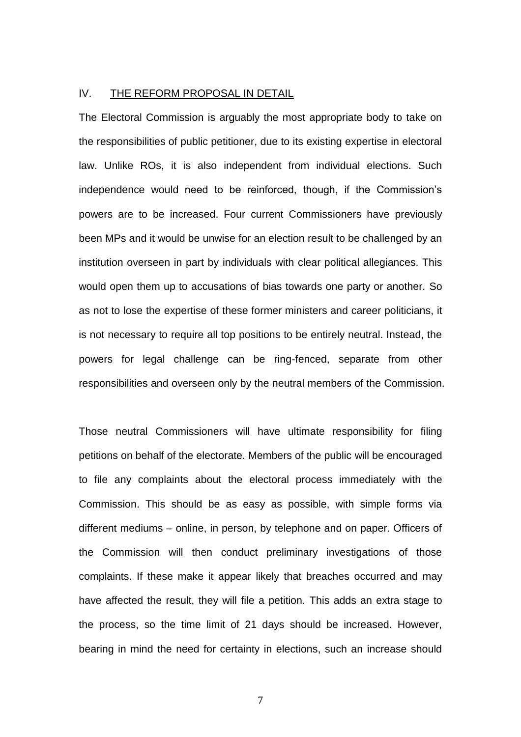## IV. <u>THE REFORM PROPOSAL IN DETAIL</u>

The Electoral Commission is arguably the most appropriate body to take on the responsibilities of public petitioner, due to its existing expertise in electoral law. Unlike ROs, it is also independent from individual elections. Such independence would need to be reinforced, though, if the Commission's powers are to be increased. Four current Commissioners have previously been MPs and it would be unwise for an election result to be challenged by an institution overseen in part by individuals with clear political allegiances. This would open them up to accusations of bias towards one party or another. So as not to lose the expertise of these former ministers and career politicians, it is not necessary to require all top positions to be entirely neutral. Instead, the powers for legal challenge can be ring-fenced, separate from other responsibilities and overseen only by the neutral members of the Commission.

Those neutral Commissioners will have ultimate responsibility for filing petitions on behalf of the electorate. Members of the public will be encouraged to file any complaints about the electoral process immediately with the Commission. This should be as easy as possible, with simple forms via different mediums – online, in person, by telephone and on paper. Officers of the Commission will then conduct preliminary investigations of those complaints. If these make it appear likely that breaches occurred and may have affected the result, they will file a petition. This adds an extra stage to the process, so the time limit of 21 days should be increased. However, bearing in mind the need for certainty in elections, such an increase should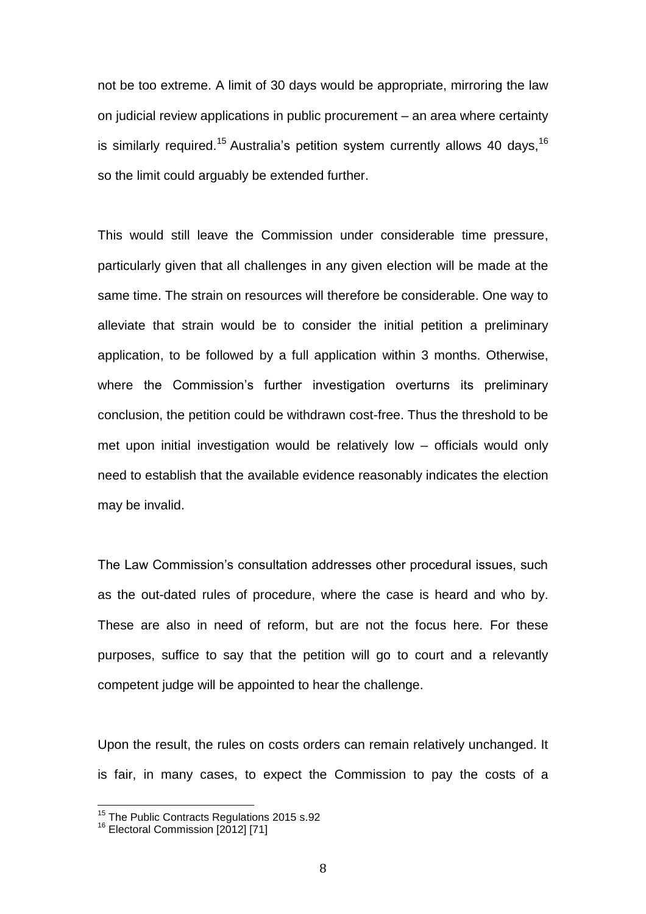not be too extreme. A limit of 30 days would be appropriate, mirroring the law on judicial review applications in public procurement – an area where certainty is similarly required.[15] Australia's petition system currently allows 40 days,[16] so the limit could arguably be extended further.

This would still leave the Commission under considerable time pressure, particularly given that all challenges in any given election will be made at the same time. The strain on resources will therefore be considerable. One way to alleviate that strain would be to consider the initial petition a preliminary application, to be followed by a full application within 3 months. Otherwise, where the Commission's further investigation overturns its preliminary conclusion, the petition could be withdrawn cost-free. Thus the threshold to be met upon initial investigation would be relatively low – officials would only need to establish that the available evidence reasonably indicates the election may be invalid.

The Law Commission's consultation addresses other procedural issues, such as the out-dated rules of procedure, where the case is heard and who by. These are also in need of reform, but are not the focus here. For these purposes, suffice to say that the petition will go to court and a relevantly competent judge will be appointed to hear the challenge.

Upon the result, the rules on costs orders can remain relatively unchanged. It is fair, in many cases, to expect the Commission to pay the costs of a

---

[15] The Public Contracts Regulations 2015 s.92

[16] Electoral Commission [2012] [71]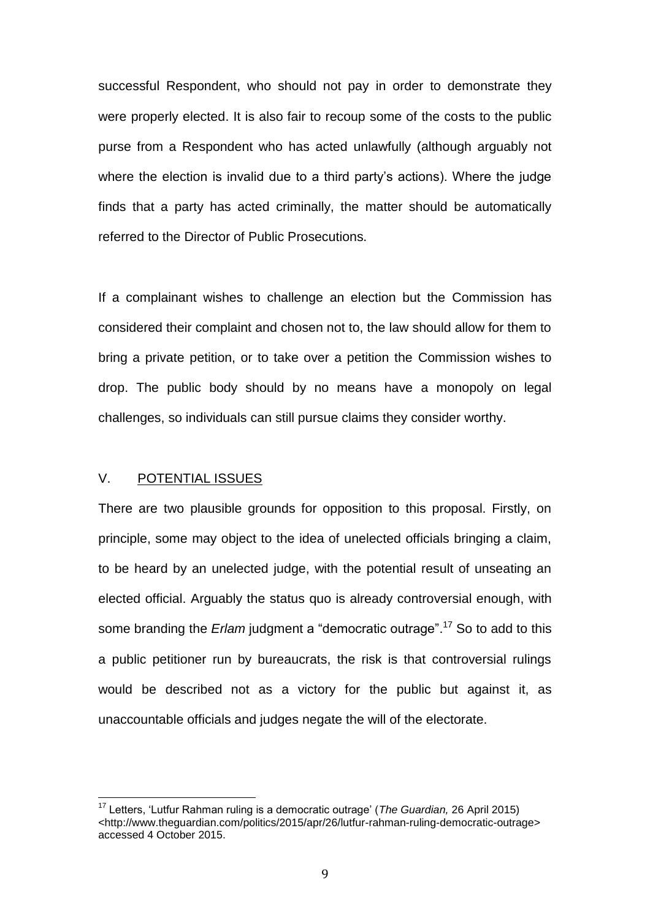successful Respondent, who should not pay in order to demonstrate they were properly elected. It is also fair to recoup some of the costs to the public purse from a Respondent who has acted unlawfully (although arguably not where the election is invalid due to a third party's actions). Where the judge finds that a party has acted criminally, the matter should be automatically referred to the Director of Public Prosecutions.

If a complainant wishes to challenge an election but the Commission has considered their complaint and chosen not to, the law should allow for them to bring a private petition, or to take over a petition the Commission wishes to drop. The public body should by no means have a monopoly on legal challenges, so individuals can still pursue claims they consider worthy.

## V. <u>POTENTIAL ISSUES</u>

There are two plausible grounds for opposition to this proposal. Firstly, on principle, some may object to the idea of unelected officials bringing a claim, to be heard by an unelected judge, with the potential result of unseating an elected official. Arguably the status quo is already controversial enough, with some branding the *Erlam* judgment a "democratic outrage".[17] So to add to this a public petitioner run by bureaucrats, the risk is that controversial rulings would be described not as a victory for the public but against it, as unaccountable officials and judges negate the will of the electorate.

---

[17] Letters, 'Lutfur Rahman ruling is a democratic outrage' (*The Guardian,* 26 April 2015) <http://www.theguardian.com/politics/2015/apr/26/lutfur-rahman-ruling-democratic-outrage> accessed 4 October 2015.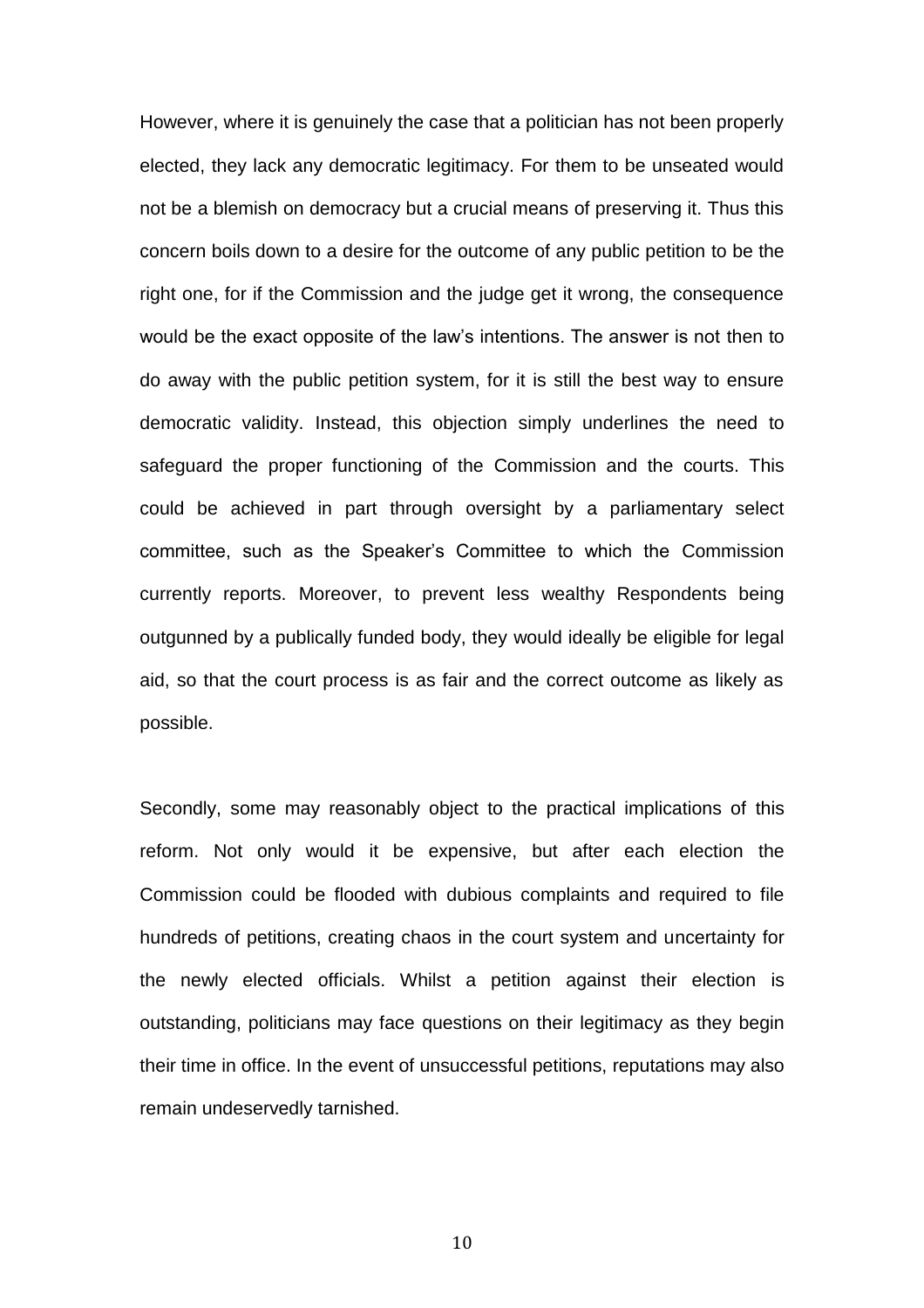However, where it is genuinely the case that a politician has not been properly elected, they lack any democratic legitimacy. For them to be unseated would not be a blemish on democracy but a crucial means of preserving it. Thus this concern boils down to a desire for the outcome of any public petition to be the right one, for if the Commission and the judge get it wrong, the consequence would be the exact opposite of the law's intentions. The answer is not then to do away with the public petition system, for it is still the best way to ensure democratic validity. Instead, this objection simply underlines the need to safeguard the proper functioning of the Commission and the courts. This could be achieved in part through oversight by a parliamentary select committee, such as the Speaker's Committee to which the Commission currently reports. Moreover, to prevent less wealthy Respondents being outgunned by a publically funded body, they would ideally be eligible for legal aid, so that the court process is as fair and the correct outcome as likely as possible.

Secondly, some may reasonably object to the practical implications of this reform. Not only would it be expensive, but after each election the Commission could be flooded with dubious complaints and required to file hundreds of petitions, creating chaos in the court system and uncertainty for the newly elected officials. Whilst a petition against their election is outstanding, politicians may face questions on their legitimacy as they begin their time in office. In the event of unsuccessful petitions, reputations may also remain undeservedly tarnished.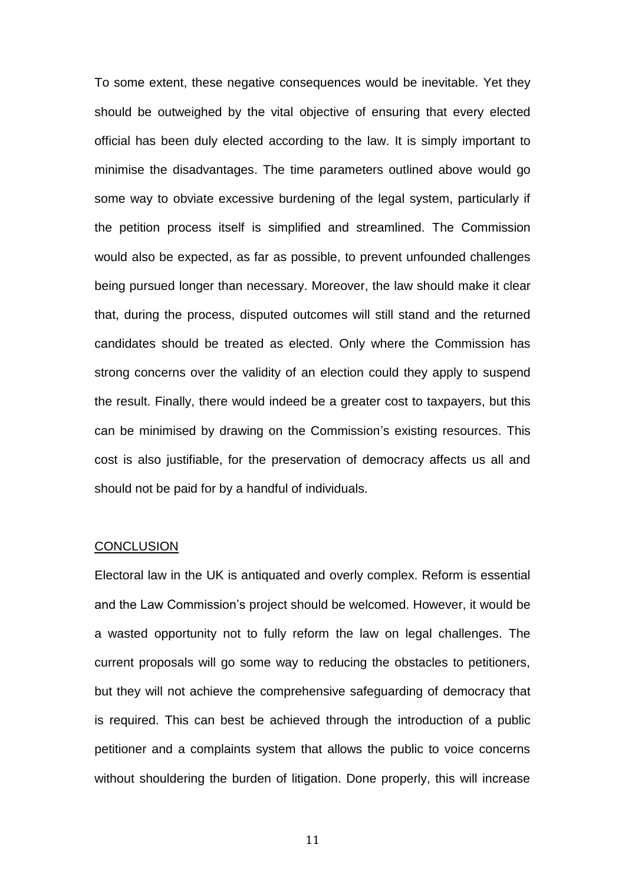To some extent, these negative consequences would be inevitable. Yet they should be outweighed by the vital objective of ensuring that every elected official has been duly elected according to the law. It is simply important to minimise the disadvantages. The time parameters outlined above would go some way to obviate excessive burdening of the legal system, particularly if the petition process itself is simplified and streamlined. The Commission would also be expected, as far as possible, to prevent unfounded challenges being pursued longer than necessary. Moreover, the law should make it clear that, during the process, disputed outcomes will still stand and the returned candidates should be treated as elected. Only where the Commission has strong concerns over the validity of an election could they apply to suspend the result. Finally, there would indeed be a greater cost to taxpayers, but this can be minimised by drawing on the Commission's existing resources. This cost is also justifiable, for the preservation of democracy affects us all and should not be paid for by a handful of individuals.

## CONCLUSION

Electoral law in the UK is antiquated and overly complex. Reform is essential and the Law Commission's project should be welcomed. However, it would be a wasted opportunity not to fully reform the law on legal challenges. The current proposals will go some way to reducing the obstacles to petitioners, but they will not achieve the comprehensive safeguarding of democracy that is required. This can best be achieved through the introduction of a public petitioner and a complaints system that allows the public to voice concerns without shouldering the burden of litigation. Done properly, this will increase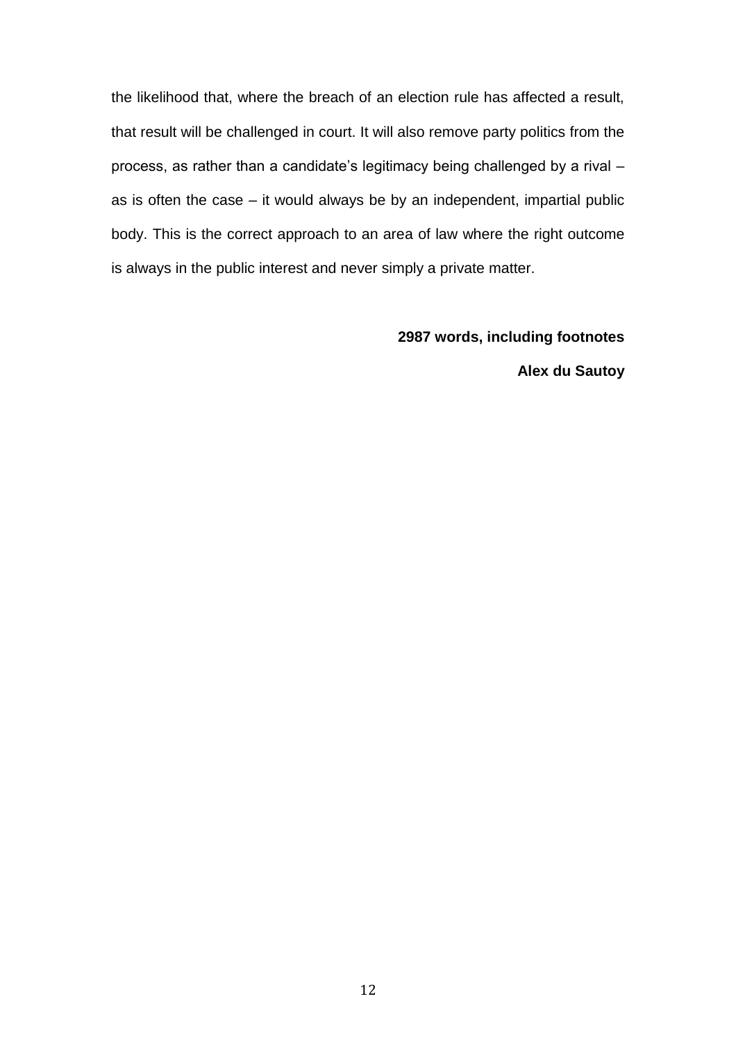the likelihood that, where the breach of an election rule has affected a result, that result will be challenged in court. It will also remove party politics from the process, as rather than a candidate's legitimacy being challenged by a rival – as is often the case – it would always be by an independent, impartial public body. This is the correct approach to an area of law where the right outcome is always in the public interest and never simply a private matter.

**2987 words, including footnotes**

**Alex du Sautoy**